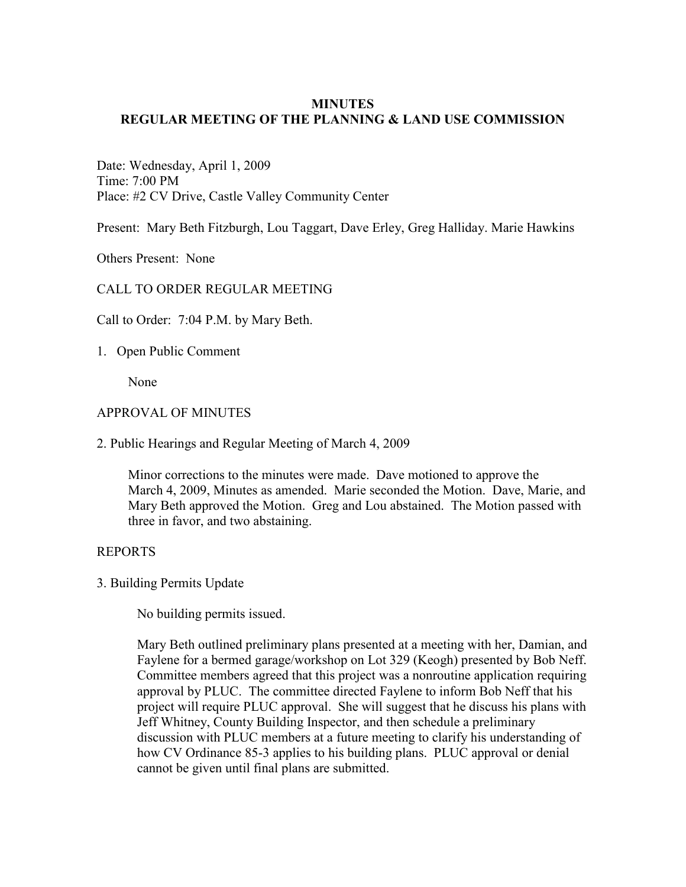# MINUTES
## REGULAR MEETING OF THE PLANNING & LAND USE COMMISSION

Date: Wednesday, April 1, 2009
Time: 7:00 PM
Place: #2 CV Drive, Castle Valley Community Center

Present: Mary Beth Fitzburgh, Lou Taggart, Dave Erley, Greg Halliday. Marie Hawkins

Others Present: None

CALL TO ORDER REGULAR MEETING

Call to Order: 7:04 P.M. by Mary Beth.

1. Open Public Comment

   None

APPROVAL OF MINUTES

2. Public Hearings and Regular Meeting of March 4, 2009

   Minor corrections to the minutes were made. Dave motioned to approve the March 4, 2009, Minutes as amended. Marie seconded the Motion. Dave, Marie, and Mary Beth approved the Motion. Greg and Lou abstained. The Motion passed with three in favor, and two abstaining.

REPORTS

3. Building Permits Update

   No building permits issued.

   Mary Beth outlined preliminary plans presented at a meeting with her, Damian, and Faylene for a bermed garage/workshop on Lot 329 (Keogh) presented by Bob Neff. Committee members agreed that this project was a nonroutine application requiring approval by PLUC. The committee directed Faylene to inform Bob Neff that his project will require PLUC approval. She will suggest that he discuss his plans with Jeff Whitney, County Building Inspector, and then schedule a preliminary discussion with PLUC members at a future meeting to clarify his understanding of how CV Ordinance 85-3 applies to his building plans. PLUC approval or denial cannot be given until final plans are submitted.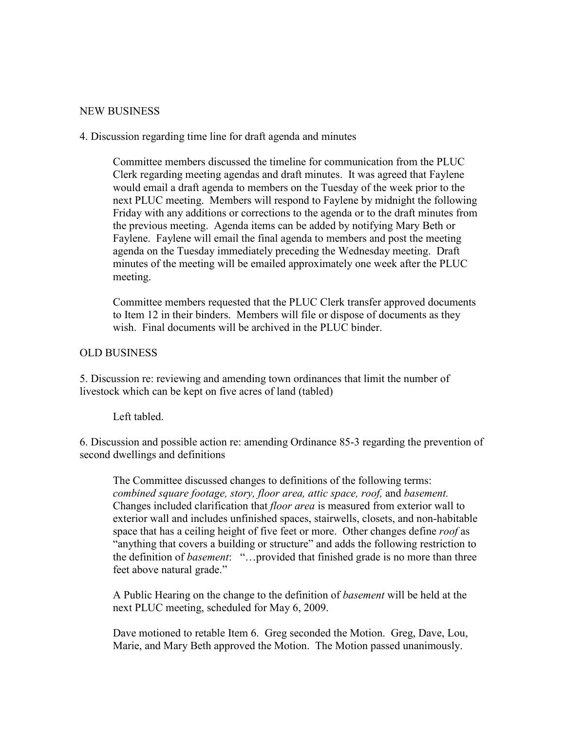NEW BUSINESS

4. Discussion regarding time line for draft agenda and minutes

Committee members discussed the timeline for communication from the PLUC Clerk regarding meeting agendas and draft minutes. It was agreed that Faylene would email a draft agenda to members on the Tuesday of the week prior to the next PLUC meeting. Members will respond to Faylene by midnight the following Friday with any additions or corrections to the agenda or to the draft minutes from the previous meeting. Agenda items can be added by notifying Mary Beth or Faylene. Faylene will email the final agenda to members and post the meeting agenda on the Tuesday immediately preceding the Wednesday meeting. Draft minutes of the meeting will be emailed approximately one week after the PLUC meeting.

Committee members requested that the PLUC Clerk transfer approved documents to Item 12 in their binders. Members will file or dispose of documents as they wish. Final documents will be archived in the PLUC binder.

OLD BUSINESS

5. Discussion re: reviewing and amending town ordinances that limit the number of livestock which can be kept on five acres of land (tabled)

Left tabled.

6. Discussion and possible action re: amending Ordinance 85-3 regarding the prevention of second dwellings and definitions

The Committee discussed changes to definitions of the following terms: *combined square footage, story, floor area, attic space, roof,* and *basement.* Changes included clarification that *floor area* is measured from exterior wall to exterior wall and includes unfinished spaces, stairwells, closets, and non-habitable space that has a ceiling height of five feet or more. Other changes define *roof* as "anything that covers a building or structure" and adds the following restriction to the definition of *basement*: "…provided that finished grade is no more than three feet above natural grade."

A Public Hearing on the change to the definition of *basement* will be held at the next PLUC meeting, scheduled for May 6, 2009.

Dave motioned to retable Item 6. Greg seconded the Motion. Greg, Dave, Lou, Marie, and Mary Beth approved the Motion. The Motion passed unanimously.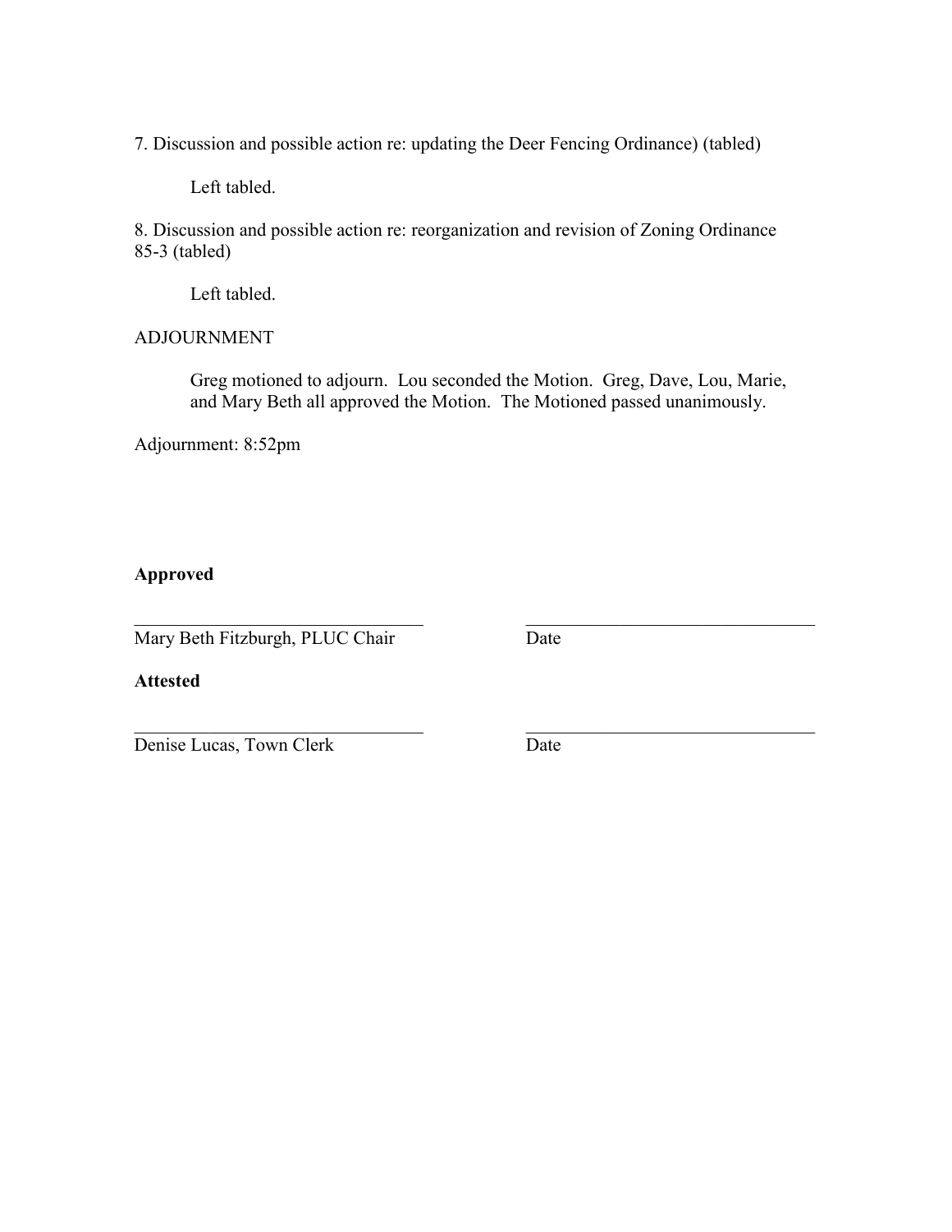7. Discussion and possible action re: updating the Deer Fencing Ordinance) (tabled)

Left tabled.

8. Discussion and possible action re: reorganization and revision of Zoning Ordinance 85-3 (tabled)

Left tabled.

ADJOURNMENT

Greg motioned to adjourn. Lou seconded the Motion. Greg, Dave, Lou, Marie, and Mary Beth all approved the Motion. The Motioned passed unanimously.

Adjournment: 8:52pm

**Approved**

| | |
|---|---|
| ________________________________ | ________________________________ |
| Mary Beth Fitzburgh, PLUC Chair | Date |

**Attested**

| | |
|---|---|
| ________________________________ | ________________________________ |
| Denise Lucas, Town Clerk | Date |